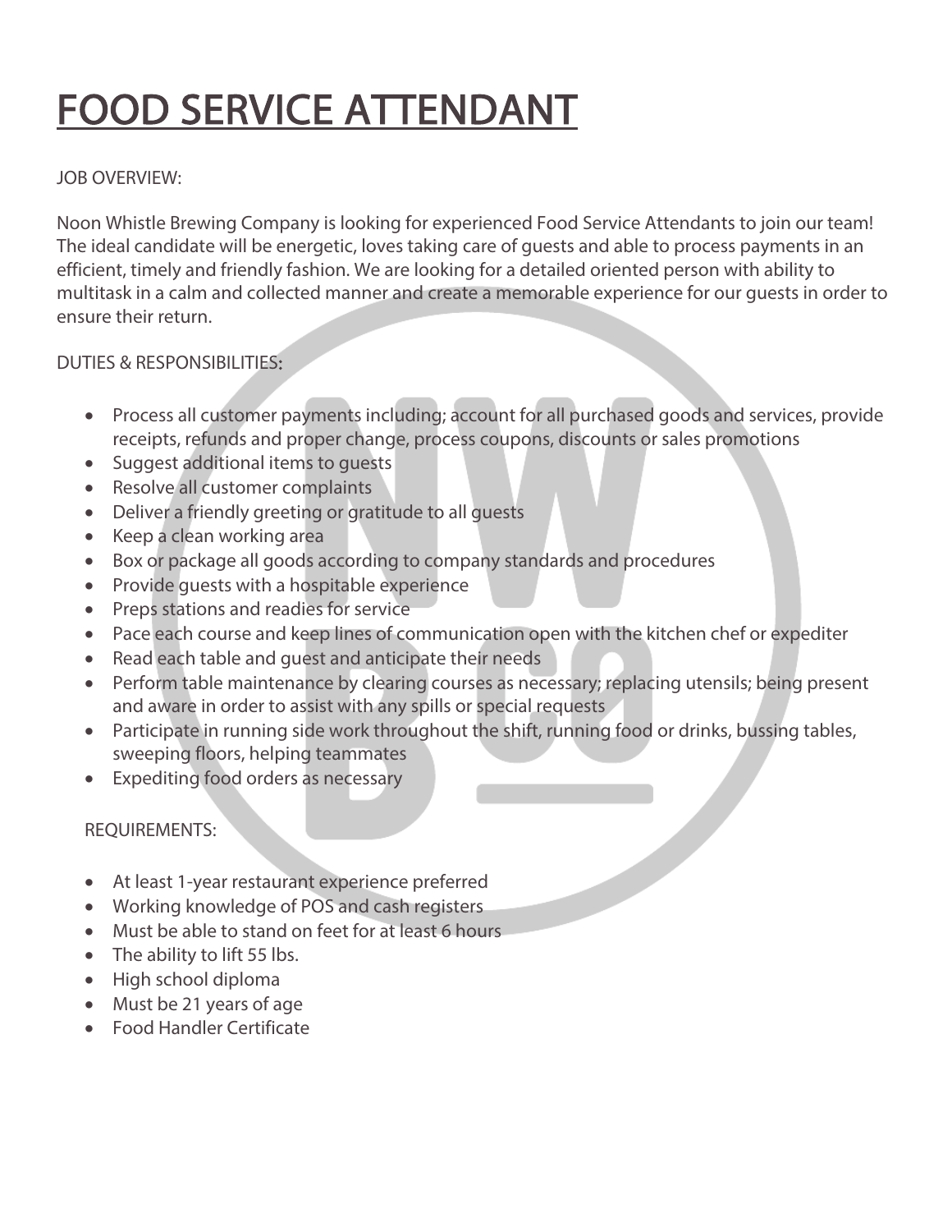# FOOD SERVICE ATTENDANT

JOB OVERVIEW:

Noon Whistle Brewing Company is looking for experienced Food Service Attendants to join our team! The ideal candidate will be energetic, loves taking care of guests and able to process payments in an efficient, timely and friendly fashion. We are looking for a detailed oriented person with ability to multitask in a calm and collected manner and create a memorable experience for our guests in order to ensure their return.

DUTIES & RESPONSIBILITIES:

- Process all customer payments including; account for all purchased goods and services, provide receipts, refunds and proper change, process coupons, discounts or sales promotions
- Suggest additional items to guests
- Resolve all customer complaints
- Deliver a friendly greeting or gratitude to all guests
- Keep a clean working area
- Box or package all goods according to company standards and procedures
- Provide guests with a hospitable experience
- Preps stations and readies for service
- Pace each course and keep lines of communication open with the kitchen chef or expediter
- Read each table and guest and anticipate their needs
- Perform table maintenance by clearing courses as necessary; replacing utensils; being present and aware in order to assist with any spills or special requests
- Participate in running side work throughout the shift, running food or drinks, bussing tables, sweeping floors, helping teammates
- Expediting food orders as necessary

REQUIREMENTS:

- At least 1-year restaurant experience preferred
- Working knowledge of POS and cash registers
- Must be able to stand on feet for at least 6 hours
- The ability to lift 55 lbs.
- High school diploma
- Must be 21 years of age
- Food Handler Certificate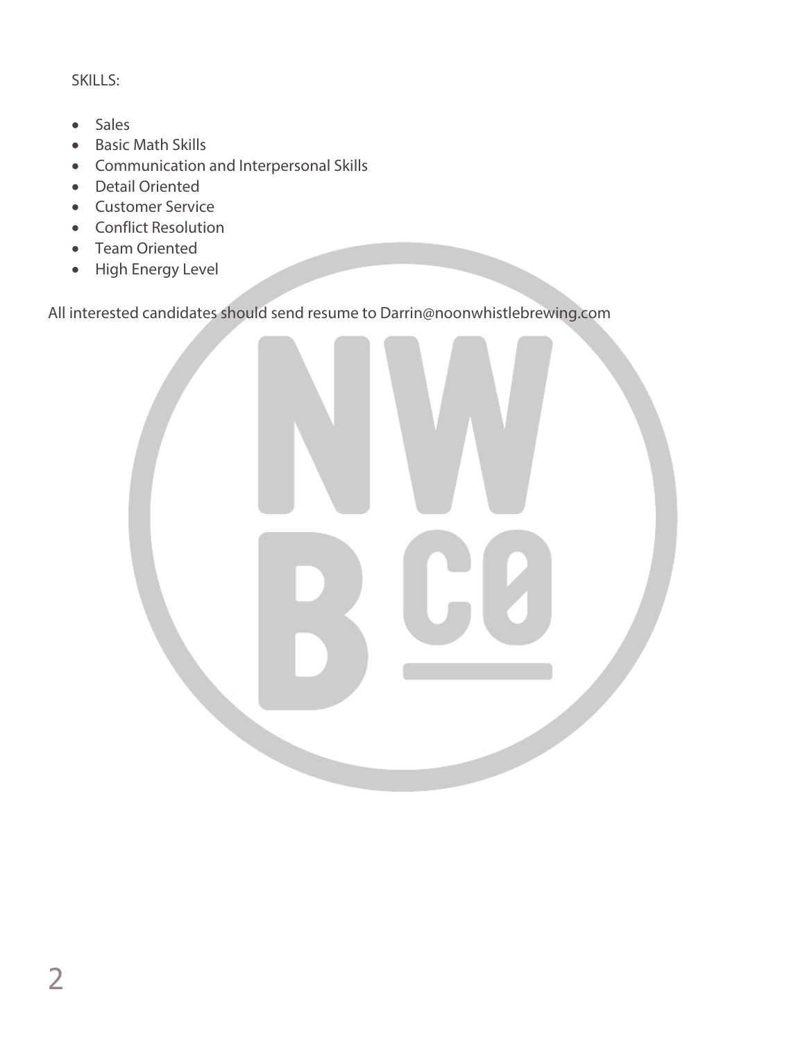SKILLS:

- Sales
- Basic Math Skills
- Communication and Interpersonal Skills
- Detail Oriented
- Customer Service
- Conflict Resolution
- Team Oriented
- High Energy Level

All interested candidates should send resume to Darrin@noonwhistlebrewing.com